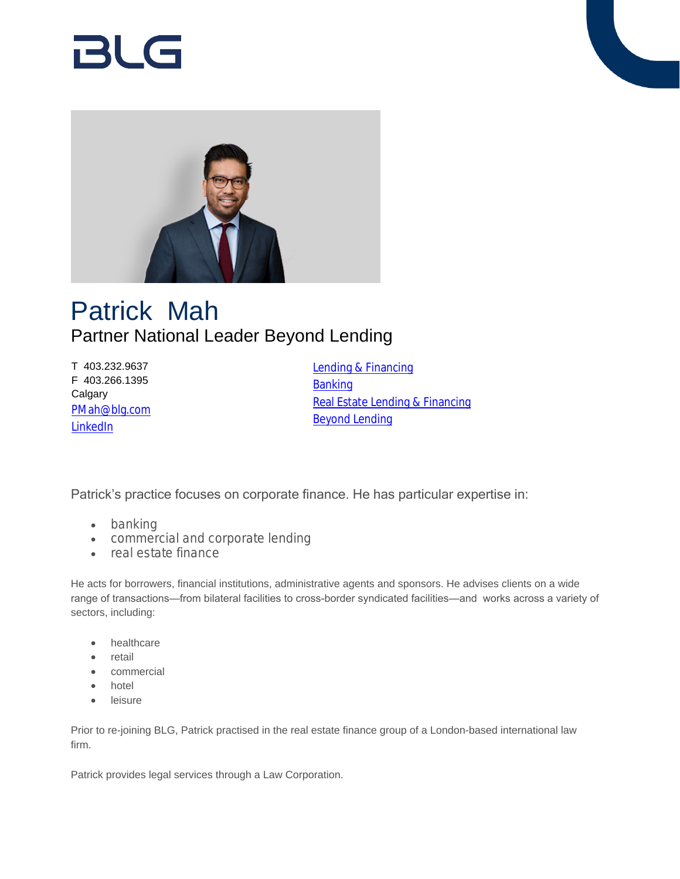BLG

# Patrick Mah

## Partner National Leader Beyond Lending

T 403.232.9637
F 403.266.1395
Calgary
PMah@blg.com
LinkedIn

Lending & Financing
Banking
Real Estate Lending & Financing
Beyond Lending

Patrick's practice focuses on corporate finance. He has particular expertise in:

- banking
- commercial and corporate lending
- real estate finance

He acts for borrowers, financial institutions, administrative agents and sponsors. He advises clients on a wide range of transactions—from bilateral facilities to cross-border syndicated facilities—and works across a variety of sectors, including:

- healthcare
- retail
- commercial
- hotel
- leisure

Prior to re-joining BLG, Patrick practised in the real estate finance group of a London-based international law firm.

Patrick provides legal services through a Law Corporation.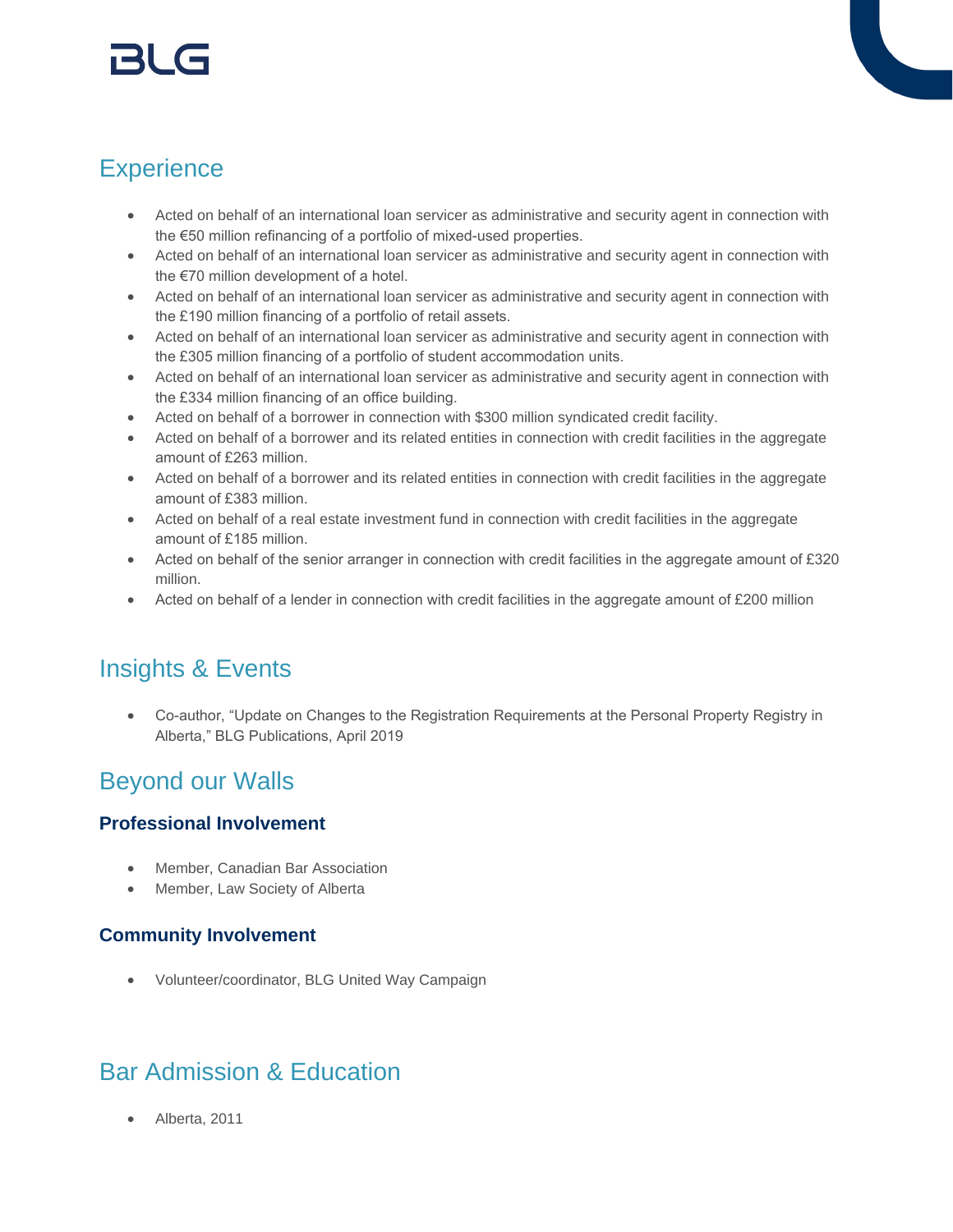## Experience

- Acted on behalf of an international loan servicer as administrative and security agent in connection with the €50 million refinancing of a portfolio of mixed-used properties.
- Acted on behalf of an international loan servicer as administrative and security agent in connection with the €70 million development of a hotel.
- Acted on behalf of an international loan servicer as administrative and security agent in connection with the £190 million financing of a portfolio of retail assets.
- Acted on behalf of an international loan servicer as administrative and security agent in connection with the £305 million financing of a portfolio of student accommodation units.
- Acted on behalf of an international loan servicer as administrative and security agent in connection with the £334 million financing of an office building.
- Acted on behalf of a borrower in connection with $300 million syndicated credit facility.
- Acted on behalf of a borrower and its related entities in connection with credit facilities in the aggregate amount of £263 million.
- Acted on behalf of a borrower and its related entities in connection with credit facilities in the aggregate amount of £383 million.
- Acted on behalf of a real estate investment fund in connection with credit facilities in the aggregate amount of £185 million.
- Acted on behalf of the senior arranger in connection with credit facilities in the aggregate amount of £320 million.
- Acted on behalf of a lender in connection with credit facilities in the aggregate amount of £200 million

## Insights & Events

- Co-author, "Update on Changes to the Registration Requirements at the Personal Property Registry in Alberta," BLG Publications, April 2019

## Beyond our Walls

### Professional Involvement

- Member, Canadian Bar Association
- Member, Law Society of Alberta

### Community Involvement

- Volunteer/coordinator, BLG United Way Campaign

## Bar Admission & Education

- Alberta, 2011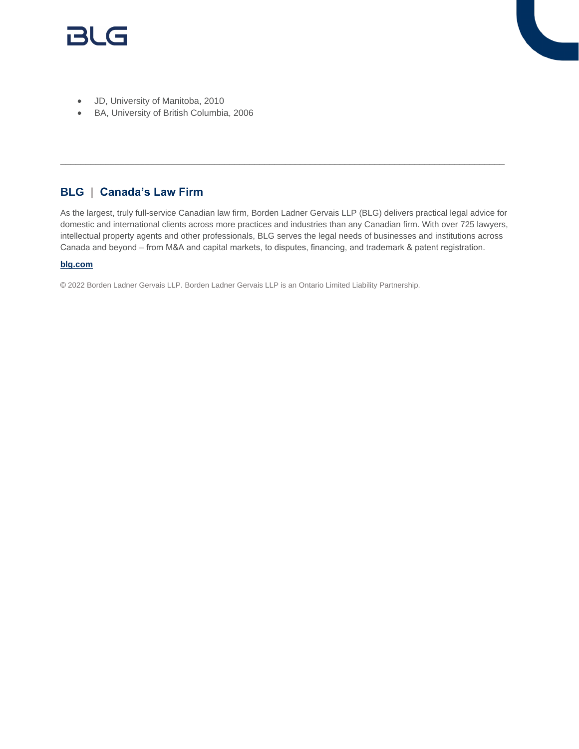- JD, University of Manitoba, 2010
- BA, University of British Columbia, 2006

---

## BLG | Canada's Law Firm

As the largest, truly full-service Canadian law firm, Borden Ladner Gervais LLP (BLG) delivers practical legal advice for domestic and international clients across more practices and industries than any Canadian firm. With over 725 lawyers, intellectual property agents and other professionals, BLG serves the legal needs of businesses and institutions across Canada and beyond – from M&A and capital markets, to disputes, financing, and trademark & patent registration.

**blg.com**

© 2022 Borden Ladner Gervais LLP. Borden Ladner Gervais LLP is an Ontario Limited Liability Partnership.